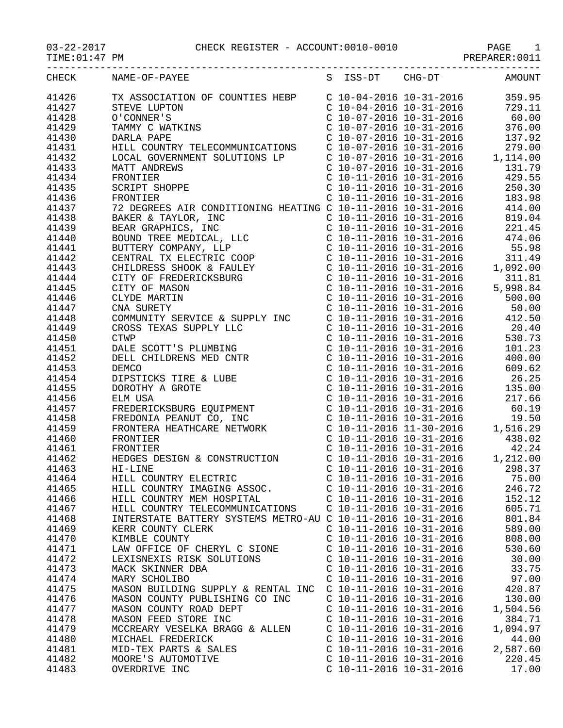03-22-2017 CHECK REGISTER - ACCOUNT:0010-0010

TIME:01:47 PM PREPARER:0011

| CHECK | NAME-OF-PAYEE | S | ISS-DT | CHG-DT | AMOUNT |
|---|---|---|---|---|---|
| 41426 | TX ASSOCIATION OF COUNTIES HEBP | C | 10-04-2016 | 10-31-2016 | 359.95 |
| 41427 | STEVE LUPTON | C | 10-04-2016 | 10-31-2016 | 729.11 |
| 41428 | O'CONNER'S | C | 10-07-2016 | 10-31-2016 | 60.00 |
| 41429 | TAMMY C WATKINS | C | 10-07-2016 | 10-31-2016 | 376.00 |
| 41430 | DARLA PAPE | C | 10-07-2016 | 10-31-2016 | 137.92 |
| 41431 | HILL COUNTRY TELECOMMUNICATIONS | C | 10-07-2016 | 10-31-2016 | 279.00 |
| 41432 | LOCAL GOVERNMENT SOLUTIONS LP | C | 10-07-2016 | 10-31-2016 | 1,114.00 |
| 41433 | MATT ANDREWS | C | 10-07-2016 | 10-31-2016 | 131.79 |
| 41434 | FRONTIER | C | 10-11-2016 | 10-31-2016 | 429.55 |
| 41435 | SCRIPT SHOPPE | C | 10-11-2016 | 10-31-2016 | 250.30 |
| 41436 | FRONTIER | C | 10-11-2016 | 10-31-2016 | 183.98 |
| 41437 | 72 DEGREES AIR CONDITIONING HEATING | C | 10-11-2016 | 10-31-2016 | 414.00 |
| 41438 | BAKER & TAYLOR, INC | C | 10-11-2016 | 10-31-2016 | 819.04 |
| 41439 | BEAR GRAPHICS, INC | C | 10-11-2016 | 10-31-2016 | 221.45 |
| 41440 | BOUND TREE MEDICAL, LLC | C | 10-11-2016 | 10-31-2016 | 474.06 |
| 41441 | BUTTERY COMPANY, LLP | C | 10-11-2016 | 10-31-2016 | 55.98 |
| 41442 | CENTRAL TX ELECTRIC COOP | C | 10-11-2016 | 10-31-2016 | 311.49 |
| 41443 | CHILDRESS SHOOK & FAULEY | C | 10-11-2016 | 10-31-2016 | 1,092.00 |
| 41444 | CITY OF FREDERICKSBURG | C | 10-11-2016 | 10-31-2016 | 311.81 |
| 41445 | CITY OF MASON | C | 10-11-2016 | 10-31-2016 | 5,998.84 |
| 41446 | CLYDE MARTIN | C | 10-11-2016 | 10-31-2016 | 500.00 |
| 41447 | CNA SURETY | C | 10-11-2016 | 10-31-2016 | 50.00 |
| 41448 | COMMUNITY SERVICE & SUPPLY INC | C | 10-11-2016 | 10-31-2016 | 412.50 |
| 41449 | CROSS TEXAS SUPPLY LLC | C | 10-11-2016 | 10-31-2016 | 20.40 |
| 41450 | CTWP | C | 10-11-2016 | 10-31-2016 | 530.73 |
| 41451 | DALE SCOTT'S PLUMBING | C | 10-11-2016 | 10-31-2016 | 101.23 |
| 41452 | DELL CHILDRENS MED CNTR | C | 10-11-2016 | 10-31-2016 | 400.00 |
| 41453 | DEMCO | C | 10-11-2016 | 10-31-2016 | 609.62 |
| 41454 | DIPSTICKS TIRE & LUBE | C | 10-11-2016 | 10-31-2016 | 26.25 |
| 41455 | DOROTHY A GROTE | C | 10-11-2016 | 10-31-2016 | 135.00 |
| 41456 | ELM USA | C | 10-11-2016 | 10-31-2016 | 217.66 |
| 41457 | FREDERICKSBURG EQUIPMENT | C | 10-11-2016 | 10-31-2016 | 60.19 |
| 41458 | FREDONIA PEANUT CO, INC | C | 10-11-2016 | 10-31-2016 | 19.50 |
| 41459 | FRONTERA HEATHCARE NETWORK | C | 10-11-2016 | 11-30-2016 | 1,516.29 |
| 41460 | FRONTIER | C | 10-11-2016 | 10-31-2016 | 438.02 |
| 41461 | FRONTIER | C | 10-11-2016 | 10-31-2016 | 42.24 |
| 41462 | HEDGES DESIGN & CONSTRUCTION | C | 10-11-2016 | 10-31-2016 | 1,212.00 |
| 41463 | HI-LINE | C | 10-11-2016 | 10-31-2016 | 298.37 |
| 41464 | HILL COUNTRY ELECTRIC | C | 10-11-2016 | 10-31-2016 | 75.00 |
| 41465 | HILL COUNTRY IMAGING ASSOC. | C | 10-11-2016 | 10-31-2016 | 246.72 |
| 41466 | HILL COUNTRY MEM HOSPITAL | C | 10-11-2016 | 10-31-2016 | 152.12 |
| 41467 | HILL COUNTRY TELECOMMUNICATIONS | C | 10-11-2016 | 10-31-2016 | 605.71 |
| 41468 | INTERSTATE BATTERY SYSTEMS METRO-AU | C | 10-11-2016 | 10-31-2016 | 801.84 |
| 41469 | KERR COUNTY CLERK | C | 10-11-2016 | 10-31-2016 | 589.00 |
| 41470 | KIMBLE COUNTY | C | 10-11-2016 | 10-31-2016 | 808.00 |
| 41471 | LAW OFFICE OF CHERYL C SIONE | C | 10-11-2016 | 10-31-2016 | 530.60 |
| 41472 | LEXISNEXIS RISK SOLUTIONS | C | 10-11-2016 | 10-31-2016 | 30.00 |
| 41473 | MACK SKINNER DBA | C | 10-11-2016 | 10-31-2016 | 33.75 |
| 41474 | MARY SCHOLIBO | C | 10-11-2016 | 10-31-2016 | 97.00 |
| 41475 | MASON BUILDING SUPPLY & RENTAL INC | C | 10-11-2016 | 10-31-2016 | 420.87 |
| 41476 | MASON COUNTY PUBLISHING CO INC | C | 10-11-2016 | 10-31-2016 | 130.00 |
| 41477 | MASON COUNTY ROAD DEPT | C | 10-11-2016 | 10-31-2016 | 1,504.56 |
| 41478 | MASON FEED STORE INC | C | 10-11-2016 | 10-31-2016 | 384.71 |
| 41479 | MCCREARY VESELKA BRAGG & ALLEN | C | 10-11-2016 | 10-31-2016 | 1,094.97 |
| 41480 | MICHAEL FREDERICK | C | 10-11-2016 | 10-31-2016 | 44.00 |
| 41481 | MID-TEX PARTS & SALES | C | 10-11-2016 | 10-31-2016 | 2,587.60 |
| 41482 | MOORE'S AUTOMOTIVE | C | 10-11-2016 | 10-31-2016 | 220.45 |
| 41483 | OVERDRIVE INC | C | 10-11-2016 | 10-31-2016 | 17.00 |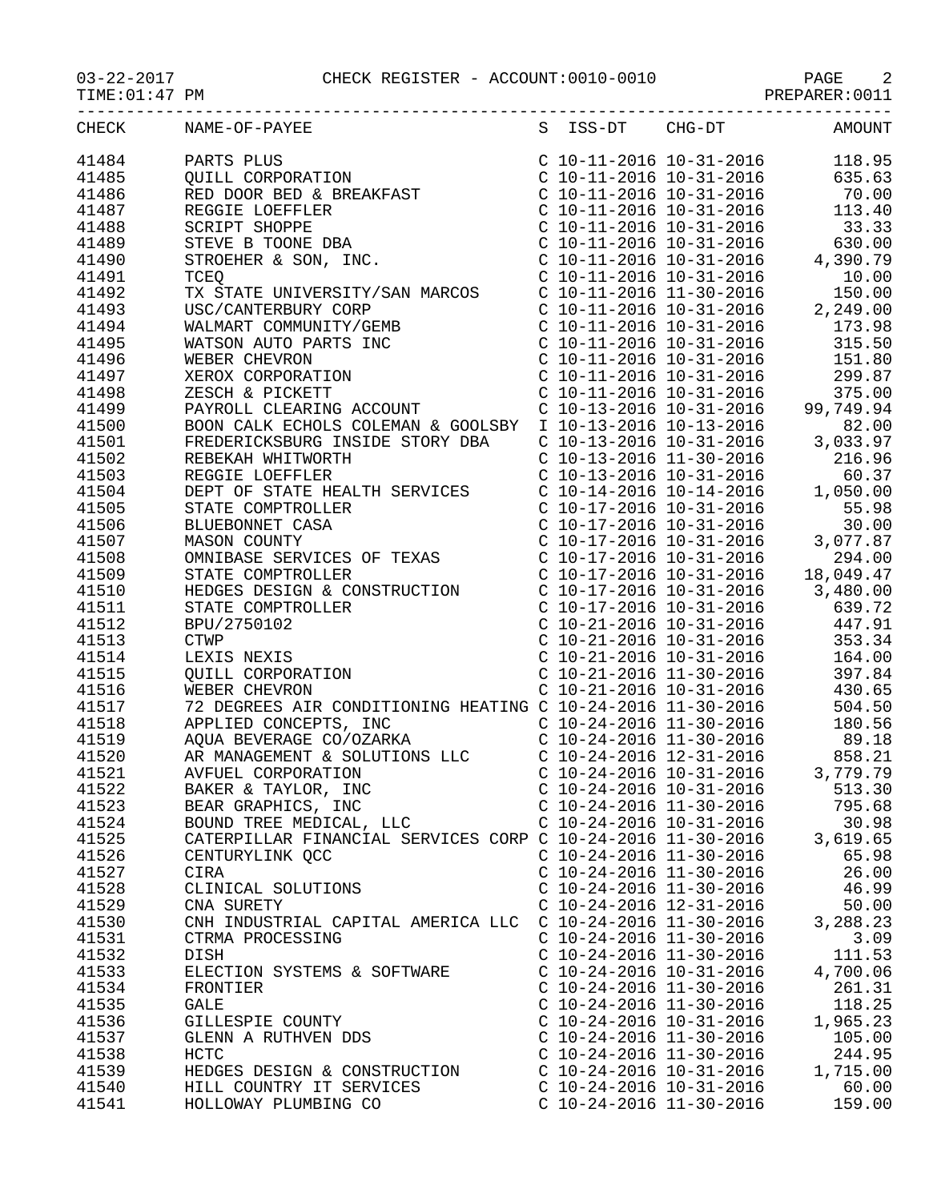03-22-2017 CHECK REGISTER - ACCOUNT:0010-0010

TIME:01:47 PM PREPARER:0011

| CHECK | NAME-OF-PAYEE | S | ISS-DT | CHG-DT | AMOUNT |
|---|---|---|---|---|---|
| 41484 | PARTS PLUS | C | 10-11-2016 | 10-31-2016 | 118.95 |
| 41485 | QUILL CORPORATION | C | 10-11-2016 | 10-31-2016 | 635.63 |
| 41486 | RED DOOR BED & BREAKFAST | C | 10-11-2016 | 10-31-2016 | 70.00 |
| 41487 | REGGIE LOEFFLER | C | 10-11-2016 | 10-31-2016 | 113.40 |
| 41488 | SCRIPT SHOPPE | C | 10-11-2016 | 10-31-2016 | 33.33 |
| 41489 | STEVE B TOONE DBA | C | 10-11-2016 | 10-31-2016 | 630.00 |
| 41490 | STROEHER & SON, INC. | C | 10-11-2016 | 10-31-2016 | 4,390.79 |
| 41491 | TCEQ | C | 10-11-2016 | 10-31-2016 | 10.00 |
| 41492 | TX STATE UNIVERSITY/SAN MARCOS | C | 10-11-2016 | 11-30-2016 | 150.00 |
| 41493 | USC/CANTERBURY CORP | C | 10-11-2016 | 10-31-2016 | 2,249.00 |
| 41494 | WALMART COMMUNITY/GEMB | C | 10-11-2016 | 10-31-2016 | 173.98 |
| 41495 | WATSON AUTO PARTS INC | C | 10-11-2016 | 10-31-2016 | 315.50 |
| 41496 | WEBER CHEVRON | C | 10-11-2016 | 10-31-2016 | 151.80 |
| 41497 | XEROX CORPORATION | C | 10-11-2016 | 10-31-2016 | 299.87 |
| 41498 | ZESCH & PICKETT | C | 10-11-2016 | 10-31-2016 | 375.00 |
| 41499 | PAYROLL CLEARING ACCOUNT | C | 10-13-2016 | 10-31-2016 | 99,749.94 |
| 41500 | BOON CALK ECHOLS COLEMAN & GOOLSBY | I | 10-13-2016 | 10-13-2016 | 82.00 |
| 41501 | FREDERICKSBURG INSIDE STORY DBA | C | 10-13-2016 | 10-31-2016 | 3,033.97 |
| 41502 | REBEKAH WHITWORTH | C | 10-13-2016 | 11-30-2016 | 216.96 |
| 41503 | REGGIE LOEFFLER | C | 10-13-2016 | 10-31-2016 | 60.37 |
| 41504 | DEPT OF STATE HEALTH SERVICES | C | 10-14-2016 | 10-14-2016 | 1,050.00 |
| 41505 | STATE COMPTROLLER | C | 10-17-2016 | 10-31-2016 | 55.98 |
| 41506 | BLUEBONNET CASA | C | 10-17-2016 | 10-31-2016 | 30.00 |
| 41507 | MASON COUNTY | C | 10-17-2016 | 10-31-2016 | 3,077.87 |
| 41508 | OMNIBASE SERVICES OF TEXAS | C | 10-17-2016 | 10-31-2016 | 294.00 |
| 41509 | STATE COMPTROLLER | C | 10-17-2016 | 10-31-2016 | 18,049.47 |
| 41510 | HEDGES DESIGN & CONSTRUCTION | C | 10-17-2016 | 10-31-2016 | 3,480.00 |
| 41511 | STATE COMPTROLLER | C | 10-17-2016 | 10-31-2016 | 639.72 |
| 41512 | BPU/2750102 | C | 10-21-2016 | 10-31-2016 | 447.91 |
| 41513 | CTWP | C | 10-21-2016 | 10-31-2016 | 353.34 |
| 41514 | LEXIS NEXIS | C | 10-21-2016 | 10-31-2016 | 164.00 |
| 41515 | QUILL CORPORATION | C | 10-21-2016 | 11-30-2016 | 397.84 |
| 41516 | WEBER CHEVRON | C | 10-21-2016 | 10-31-2016 | 430.65 |
| 41517 | 72 DEGREES AIR CONDITIONING HEATING | C | 10-24-2016 | 11-30-2016 | 504.50 |
| 41518 | APPLIED CONCEPTS, INC | C | 10-24-2016 | 11-30-2016 | 180.56 |
| 41519 | AQUA BEVERAGE CO/OZARKA | C | 10-24-2016 | 11-30-2016 | 89.18 |
| 41520 | AR MANAGEMENT & SOLUTIONS LLC | C | 10-24-2016 | 12-31-2016 | 858.21 |
| 41521 | AVFUEL CORPORATION | C | 10-24-2016 | 10-31-2016 | 3,779.79 |
| 41522 | BAKER & TAYLOR, INC | C | 10-24-2016 | 10-31-2016 | 513.30 |
| 41523 | BEAR GRAPHICS, INC | C | 10-24-2016 | 11-30-2016 | 795.68 |
| 41524 | BOUND TREE MEDICAL, LLC | C | 10-24-2016 | 10-31-2016 | 30.98 |
| 41525 | CATERPILLAR FINANCIAL SERVICES CORP | C | 10-24-2016 | 11-30-2016 | 3,619.65 |
| 41526 | CENTURYLINK QCC | C | 10-24-2016 | 11-30-2016 | 65.98 |
| 41527 | CIRA | C | 10-24-2016 | 11-30-2016 | 26.00 |
| 41528 | CLINICAL SOLUTIONS | C | 10-24-2016 | 11-30-2016 | 46.99 |
| 41529 | CNA SURETY | C | 10-24-2016 | 12-31-2016 | 50.00 |
| 41530 | CNH INDUSTRIAL CAPITAL AMERICA LLC | C | 10-24-2016 | 11-30-2016 | 3,288.23 |
| 41531 | CTRMA PROCESSING | C | 10-24-2016 | 11-30-2016 | 3.09 |
| 41532 | DISH | C | 10-24-2016 | 11-30-2016 | 111.53 |
| 41533 | ELECTION SYSTEMS & SOFTWARE | C | 10-24-2016 | 10-31-2016 | 4,700.06 |
| 41534 | FRONTIER | C | 10-24-2016 | 11-30-2016 | 261.31 |
| 41535 | GALE | C | 10-24-2016 | 11-30-2016 | 118.25 |
| 41536 | GILLESPIE COUNTY | C | 10-24-2016 | 10-31-2016 | 1,965.23 |
| 41537 | GLENN A RUTHVEN DDS | C | 10-24-2016 | 11-30-2016 | 105.00 |
| 41538 | HCTC | C | 10-24-2016 | 11-30-2016 | 244.95 |
| 41539 | HEDGES DESIGN & CONSTRUCTION | C | 10-24-2016 | 10-31-2016 | 1,715.00 |
| 41540 | HILL COUNTRY IT SERVICES | C | 10-24-2016 | 10-31-2016 | 60.00 |
| 41541 | HOLLOWAY PLUMBING CO | C | 10-24-2016 | 11-30-2016 | 159.00 |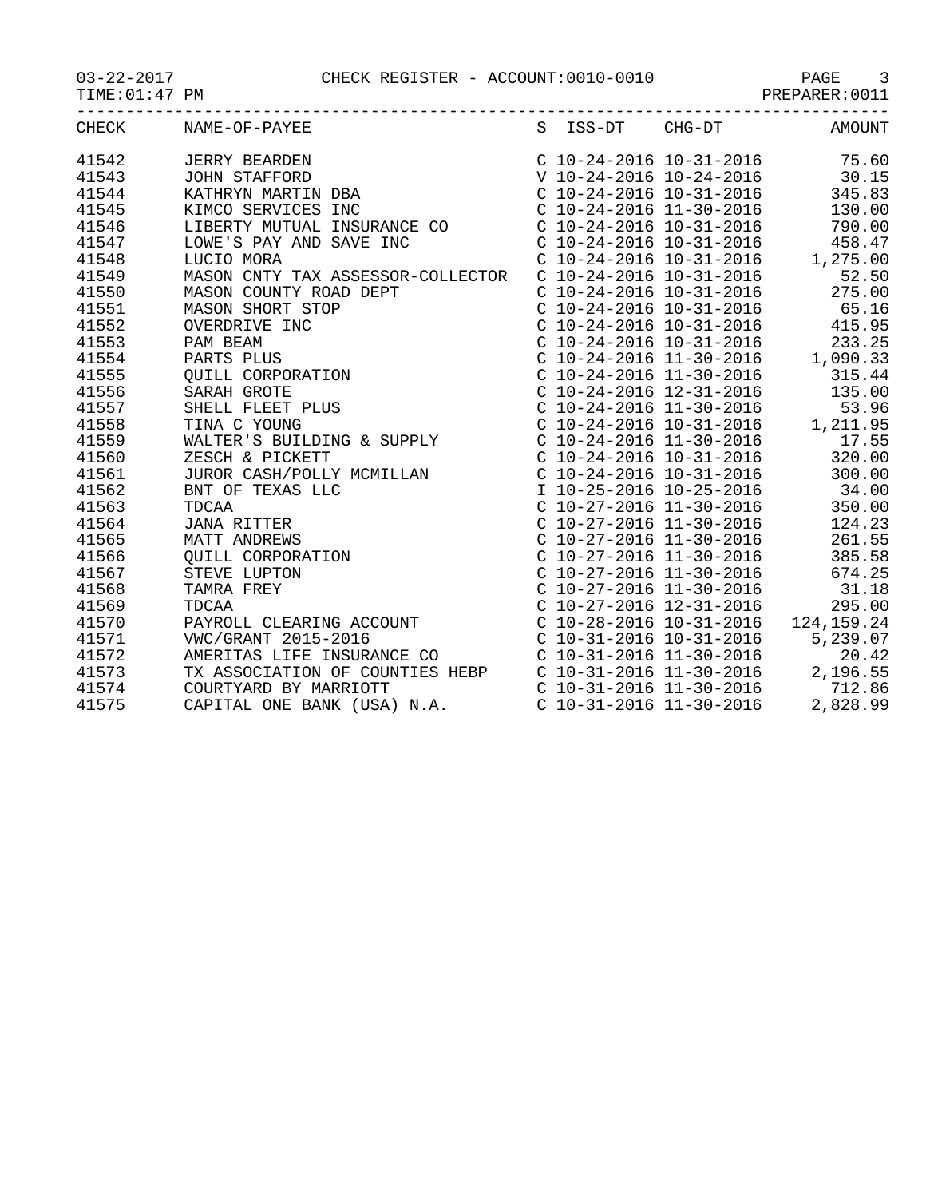03-22-2017 CHECK REGISTER - ACCOUNT:0010-0010

TIME:01:47 PM PREPARER:0011

| CHECK | NAME-OF-PAYEE | S | ISS-DT | CHG-DT | AMOUNT |
|---|---|---|---|---|---|
| 41542 | JERRY BEARDEN | C | 10-24-2016 | 10-31-2016 | 75.60 |
| 41543 | JOHN STAFFORD | V | 10-24-2016 | 10-24-2016 | 30.15 |
| 41544 | KATHRYN MARTIN DBA | C | 10-24-2016 | 10-31-2016 | 345.83 |
| 41545 | KIMCO SERVICES INC | C | 10-24-2016 | 11-30-2016 | 130.00 |
| 41546 | LIBERTY MUTUAL INSURANCE CO | C | 10-24-2016 | 10-31-2016 | 790.00 |
| 41547 | LOWE'S PAY AND SAVE INC | C | 10-24-2016 | 10-31-2016 | 458.47 |
| 41548 | LUCIO MORA | C | 10-24-2016 | 10-31-2016 | 1,275.00 |
| 41549 | MASON CNTY TAX ASSESSOR-COLLECTOR | C | 10-24-2016 | 10-31-2016 | 52.50 |
| 41550 | MASON COUNTY ROAD DEPT | C | 10-24-2016 | 10-31-2016 | 275.00 |
| 41551 | MASON SHORT STOP | C | 10-24-2016 | 10-31-2016 | 65.16 |
| 41552 | OVERDRIVE INC | C | 10-24-2016 | 10-31-2016 | 415.95 |
| 41553 | PAM BEAM | C | 10-24-2016 | 10-31-2016 | 233.25 |
| 41554 | PARTS PLUS | C | 10-24-2016 | 11-30-2016 | 1,090.33 |
| 41555 | QUILL CORPORATION | C | 10-24-2016 | 11-30-2016 | 315.44 |
| 41556 | SARAH GROTE | C | 10-24-2016 | 12-31-2016 | 135.00 |
| 41557 | SHELL FLEET PLUS | C | 10-24-2016 | 11-30-2016 | 53.96 |
| 41558 | TINA C YOUNG | C | 10-24-2016 | 10-31-2016 | 1,211.95 |
| 41559 | WALTER'S BUILDING & SUPPLY | C | 10-24-2016 | 11-30-2016 | 17.55 |
| 41560 | ZESCH & PICKETT | C | 10-24-2016 | 10-31-2016 | 320.00 |
| 41561 | JUROR CASH/POLLY MCMILLAN | C | 10-24-2016 | 10-31-2016 | 300.00 |
| 41562 | BNT OF TEXAS LLC | I | 10-25-2016 | 10-25-2016 | 34.00 |
| 41563 | TDCAA | C | 10-27-2016 | 11-30-2016 | 350.00 |
| 41564 | JANA RITTER | C | 10-27-2016 | 11-30-2016 | 124.23 |
| 41565 | MATT ANDREWS | C | 10-27-2016 | 11-30-2016 | 261.55 |
| 41566 | QUILL CORPORATION | C | 10-27-2016 | 11-30-2016 | 385.58 |
| 41567 | STEVE LUPTON | C | 10-27-2016 | 11-30-2016 | 674.25 |
| 41568 | TAMRA FREY | C | 10-27-2016 | 11-30-2016 | 31.18 |
| 41569 | TDCAA | C | 10-27-2016 | 12-31-2016 | 295.00 |
| 41570 | PAYROLL CLEARING ACCOUNT | C | 10-28-2016 | 10-31-2016 | 124,159.24 |
| 41571 | VWC/GRANT 2015-2016 | C | 10-31-2016 | 10-31-2016 | 5,239.07 |
| 41572 | AMERITAS LIFE INSURANCE CO | C | 10-31-2016 | 11-30-2016 | 20.42 |
| 41573 | TX ASSOCIATION OF COUNTIES HEBP | C | 10-31-2016 | 11-30-2016 | 2,196.55 |
| 41574 | COURTYARD BY MARRIOTT | C | 10-31-2016 | 11-30-2016 | 712.86 |
| 41575 | CAPITAL ONE BANK (USA) N.A. | C | 10-31-2016 | 11-30-2016 | 2,828.99 |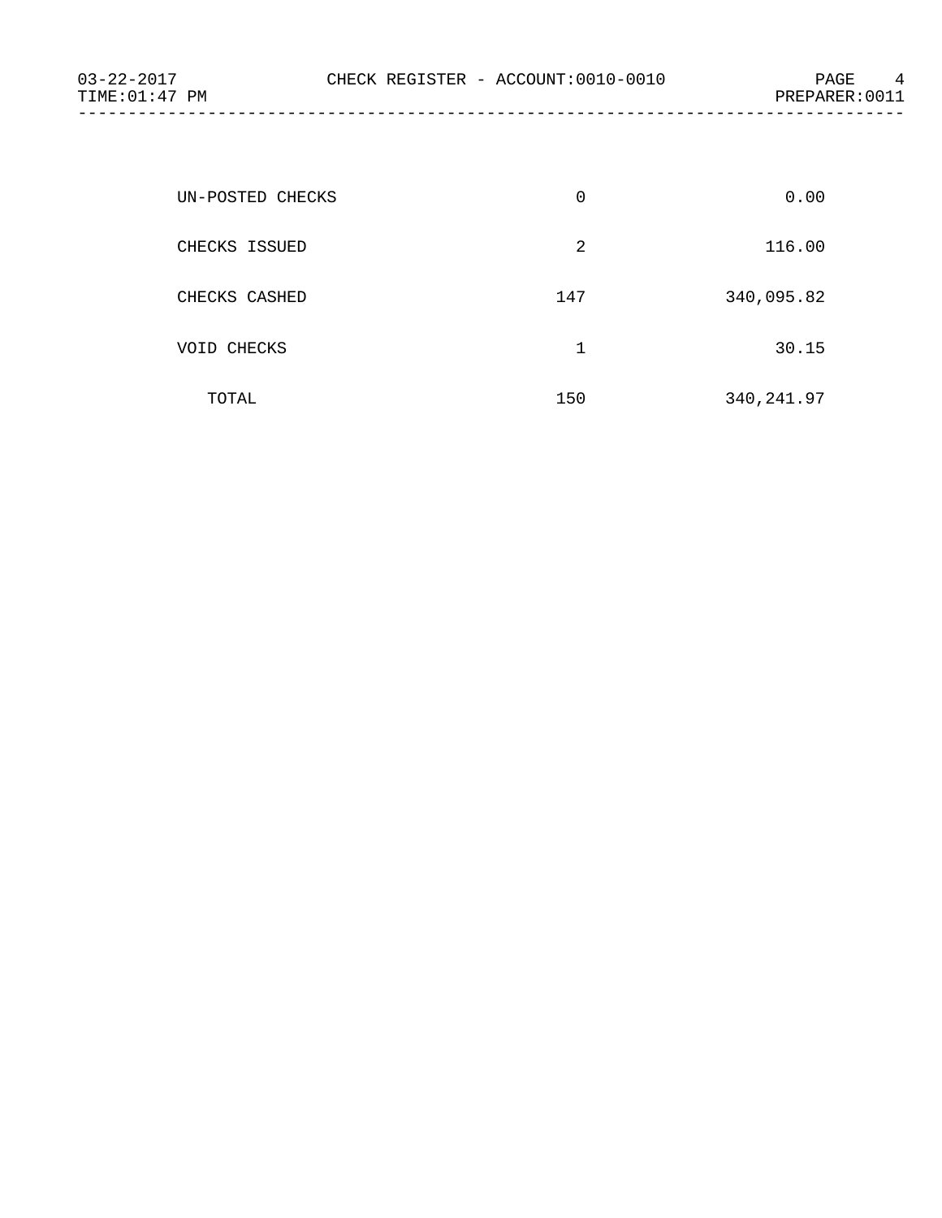| | | |
|---|---|---|
| UN-POSTED CHECKS | 0 | 0.00 |
| CHECKS ISSUED | 2 | 116.00 |
| CHECKS CASHED | 147 | 340,095.82 |
| VOID CHECKS | 1 | 30.15 |
| TOTAL | 150 | 340,241.97 |